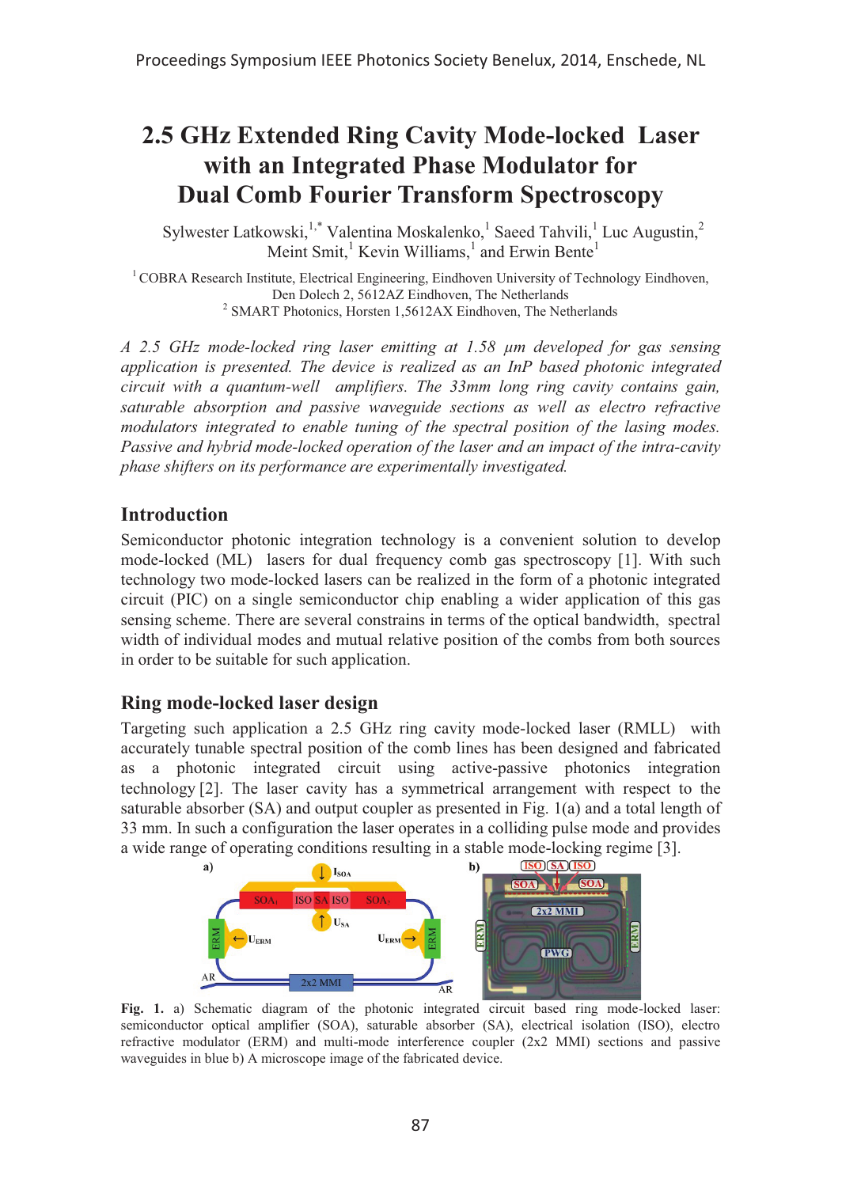# 2.5 GHz Extended Ring Cavity Mode-locked Laser with an Integrated Phase Modulator for Dual Comb Fourier Transform Spectroscopy

Sylwester Latkowski,[1,*] Valentina Moskalenko,[1] Saeed Tahvili,[1] Luc Augustin,[2] Meint Smit,[1] Kevin Williams,[1] and Erwin Bente[1]

[1] COBRA Research Institute, Electrical Engineering, Eindhoven University of Technology Eindhoven, Den Dolech 2, 5612AZ Eindhoven, The Netherlands
[2] SMART Photonics, Horsten 1,5612AX Eindhoven, The Netherlands

*A 2.5 GHz mode-locked ring laser emitting at 1.58 μm developed for gas sensing application is presented. The device is realized as an InP based photonic integrated circuit with a quantum-well amplifiers. The 33mm long ring cavity contains gain, saturable absorption and passive waveguide sections as well as electro refractive modulators integrated to enable tuning of the spectral position of the lasing modes. Passive and hybrid mode-locked operation of the laser and an impact of the intra-cavity phase shifters on its performance are experimentally investigated.*

## Introduction

Semiconductor photonic integration technology is a convenient solution to develop mode-locked (ML) lasers for dual frequency comb gas spectroscopy [1]. With such technology two mode-locked lasers can be realized in the form of a photonic integrated circuit (PIC) on a single semiconductor chip enabling a wider application of this gas sensing scheme. There are several constrains in terms of the optical bandwidth, spectral width of individual modes and mutual relative position of the combs from both sources in order to be suitable for such application.

## Ring mode-locked laser design

Targeting such application a 2.5 GHz ring cavity mode-locked laser (RMLL) with accurately tunable spectral position of the comb lines has been designed and fabricated as a photonic integrated circuit using active-passive photonics integration technology [2]. The laser cavity has a symmetrical arrangement with respect to the saturable absorber (SA) and output coupler as presented in Fig. 1(a) and a total length of 33 mm. In such a configuration the laser operates in a colliding pulse mode and provides a wide range of operating conditions resulting in a stable mode-locking regime [3].

**Fig. 1.** a) Schematic diagram of the photonic integrated circuit based ring mode-locked laser: semiconductor optical amplifier (SOA), saturable absorber (SA), electrical isolation (ISO), electro refractive modulator (ERM) and multi-mode interference coupler (2x2 MMI) sections and passive waveguides in blue b) A microscope image of the fabricated device.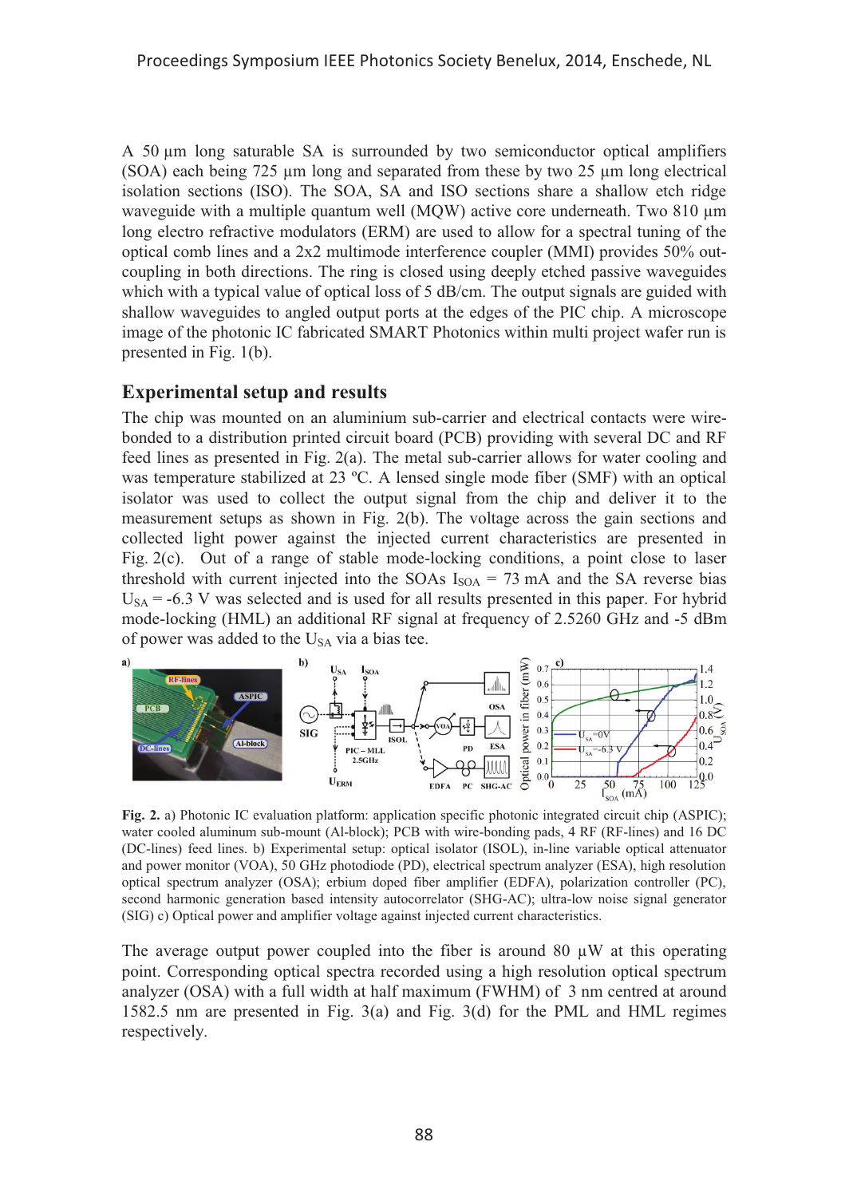A 50 µm long saturable SA is surrounded by two semiconductor optical amplifiers (SOA) each being 725 µm long and separated from these by two 25 µm long electrical isolation sections (ISO). The SOA, SA and ISO sections share a shallow etch ridge waveguide with a multiple quantum well (MQW) active core underneath. Two 810 µm long electro refractive modulators (ERM) are used to allow for a spectral tuning of the optical comb lines and a 2x2 multimode interference coupler (MMI) provides 50% out-coupling in both directions. The ring is closed using deeply etched passive waveguides which with a typical value of optical loss of 5 dB/cm. The output signals are guided with shallow waveguides to angled output ports at the edges of the PIC chip. A microscope image of the photonic IC fabricated SMART Photonics within multi project wafer run is presented in Fig. 1(b).

## Experimental setup and results

The chip was mounted on an aluminium sub-carrier and electrical contacts were wire-bonded to a distribution printed circuit board (PCB) providing with several DC and RF feed lines as presented in Fig. 2(a). The metal sub-carrier allows for water cooling and was temperature stabilized at 23 ºC. A lensed single mode fiber (SMF) with an optical isolator was used to collect the output signal from the chip and deliver it to the measurement setups as shown in Fig. 2(b). The voltage across the gain sections and collected light power against the injected current characteristics are presented in Fig. 2(c). Out of a range of stable mode-locking conditions, a point close to laser threshold with current injected into the SOAs $I_{SOA}$ = 73 mA and the SA reverse bias $U_{SA}$ = -6.3 V was selected and is used for all results presented in this paper. For hybrid mode-locking (HML) an additional RF signal at frequency of 2.5260 GHz and -5 dBm of power was added to the $U_{SA}$ via a bias tee.

**Fig. 2.** a) Photonic IC evaluation platform: application specific photonic integrated circuit chip (ASPIC); water cooled aluminum sub-mount (Al-block); PCB with wire-bonding pads, 4 RF (RF-lines) and 16 DC (DC-lines) feed lines. b) Experimental setup: optical isolator (ISOL), in-line variable optical attenuator and power monitor (VOA), 50 GHz photodiode (PD), electrical spectrum analyzer (ESA), high resolution optical spectrum analyzer (OSA); erbium doped fiber amplifier (EDFA), polarization controller (PC), second harmonic generation based intensity autocorrelator (SHG-AC); ultra-low noise signal generator (SIG) c) Optical power and amplifier voltage against injected current characteristics.

The average output power coupled into the fiber is around 80 µW at this operating point. Corresponding optical spectra recorded using a high resolution optical spectrum analyzer (OSA) with a full width at half maximum (FWHM) of 3 nm centred at around 1582.5 nm are presented in Fig. 3(a) and Fig. 3(d) for the PML and HML regimes respectively.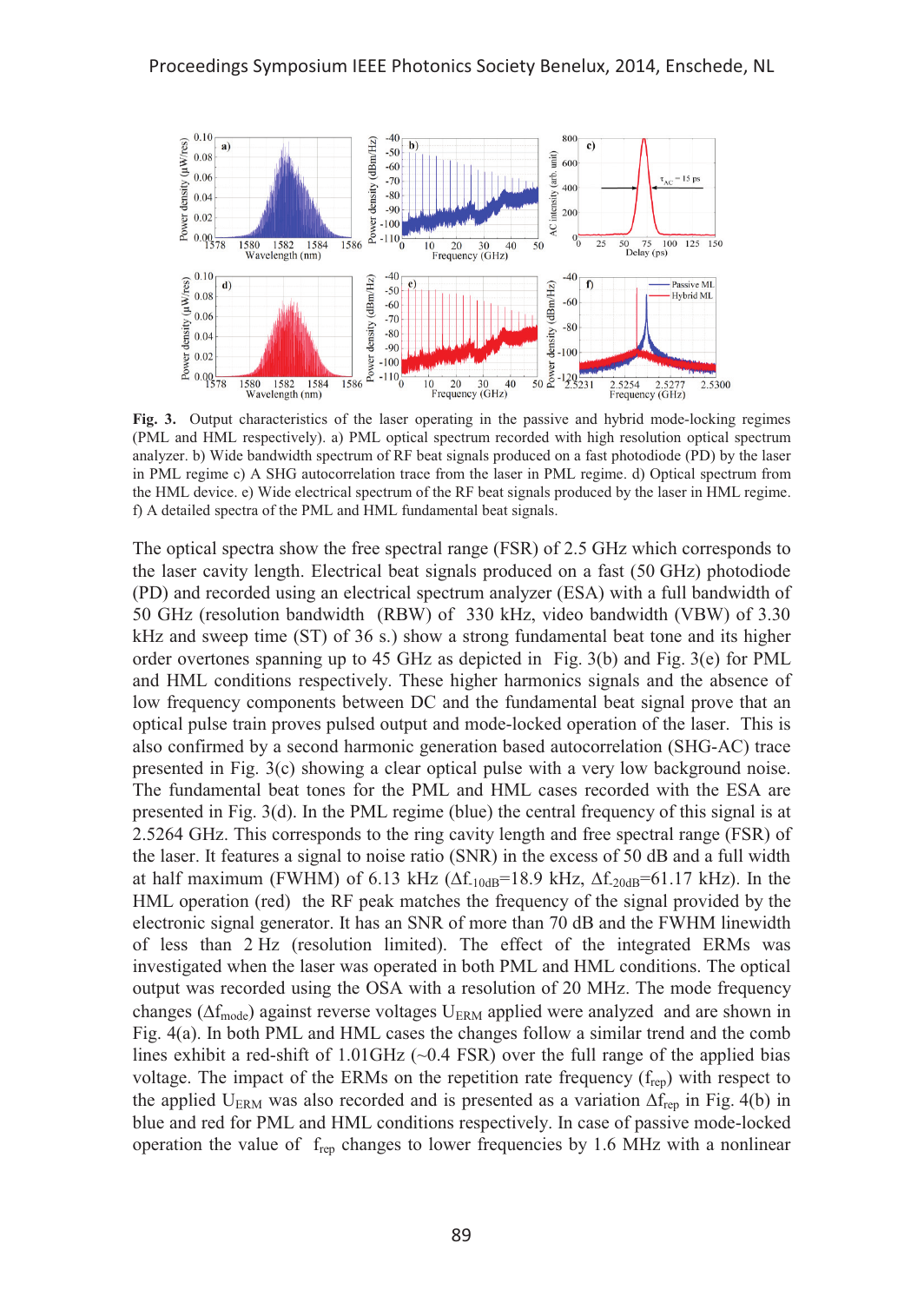**Fig. 3.** Output characteristics of the laser operating in the passive and hybrid mode-locking regimes (PML and HML respectively). a) PML optical spectrum recorded with high resolution optical spectrum analyzer. b) Wide bandwidth spectrum of RF beat signals produced on a fast photodiode (PD) by the laser in PML regime c) A SHG autocorrelation trace from the laser in PML regime. d) Optical spectrum from the HML device. e) Wide electrical spectrum of the RF beat signals produced by the laser in HML regime. f) A detailed spectra of the PML and HML fundamental beat signals.

The optical spectra show the free spectral range (FSR) of 2.5 GHz which corresponds to the laser cavity length. Electrical beat signals produced on a fast (50 GHz) photodiode (PD) and recorded using an electrical spectrum analyzer (ESA) with a full bandwidth of 50 GHz (resolution bandwidth (RBW) of 330 kHz, video bandwidth (VBW) of 3.30 kHz and sweep time (ST) of 36 s.) show a strong fundamental beat tone and its higher order overtones spanning up to 45 GHz as depicted in Fig. 3(b) and Fig. 3(e) for PML and HML conditions respectively. These higher harmonics signals and the absence of low frequency components between DC and the fundamental beat signal prove that an optical pulse train proves pulsed output and mode-locked operation of the laser. This is also confirmed by a second harmonic generation based autocorrelation (SHG-AC) trace presented in Fig. 3(c) showing a clear optical pulse with a very low background noise. The fundamental beat tones for the PML and HML cases recorded with the ESA are presented in Fig. 3(d). In the PML regime (blue) the central frequency of this signal is at 2.5264 GHz. This corresponds to the ring cavity length and free spectral range (FSR) of the laser. It features a signal to noise ratio (SNR) in the excess of 50 dB and a full width at half maximum (FWHM) of 6.13 kHz ($\Delta f_{-10dB}$=18.9 kHz, $\Delta f_{-20dB}$=61.17 kHz). In the HML operation (red) the RF peak matches the frequency of the signal provided by the electronic signal generator. It has an SNR of more than 70 dB and the FWHM linewidth of less than 2 Hz (resolution limited). The effect of the integrated ERMs was investigated when the laser was operated in both PML and HML conditions. The optical output was recorded using the OSA with a resolution of 20 MHz. The mode frequency changes ($\Delta f_{mode}$) against reverse voltages $U_{ERM}$ applied were analyzed and are shown in Fig. 4(a). In both PML and HML cases the changes follow a similar trend and the comb lines exhibit a red-shift of 1.01GHz (~0.4 FSR) over the full range of the applied bias voltage. The impact of the ERMs on the repetition rate frequency ($f_{rep}$) with respect to the applied $U_{ERM}$ was also recorded and is presented as a variation $\Delta f_{rep}$ in Fig. 4(b) in blue and red for PML and HML conditions respectively. In case of passive mode-locked operation the value of $f_{rep}$ changes to lower frequencies by 1.6 MHz with a nonlinear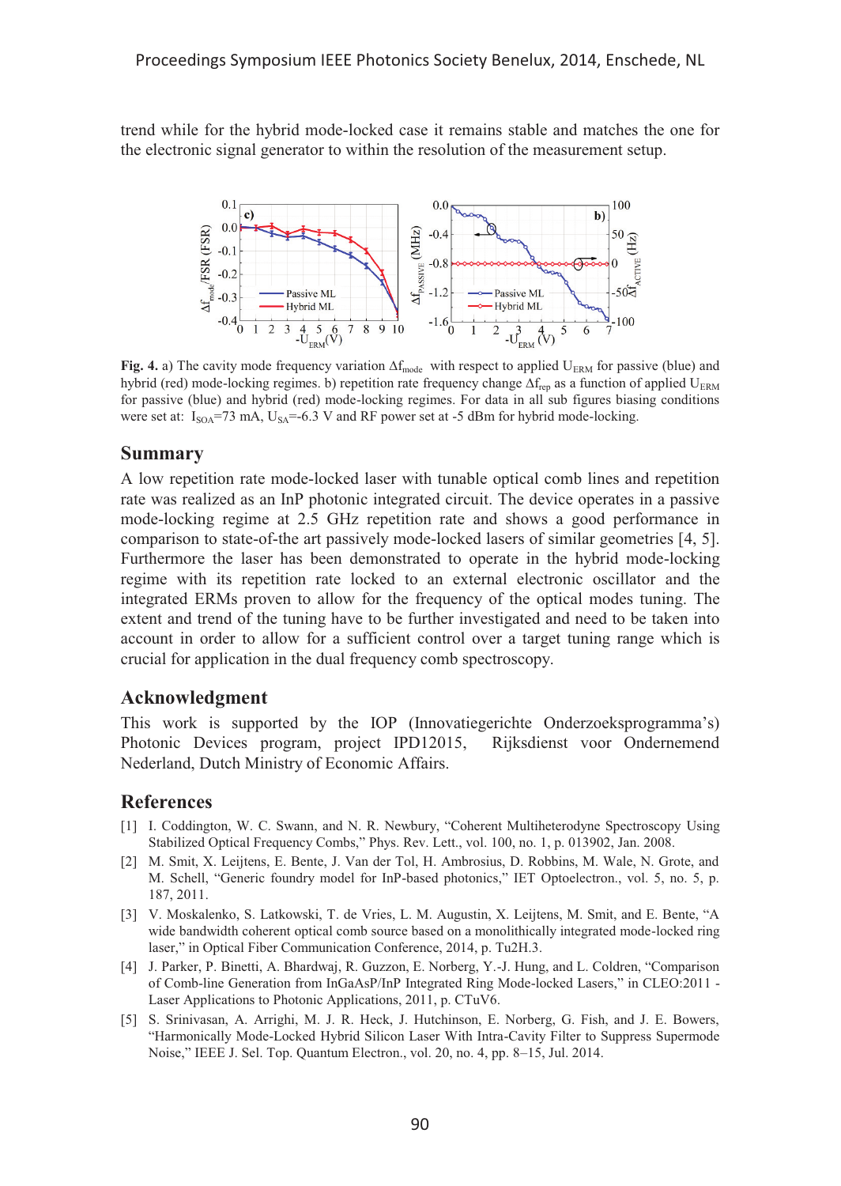trend while for the hybrid mode-locked case it remains stable and matches the one for the electronic signal generator to within the resolution of the measurement setup.

c)

0.1
0.0
-0.1
-0.2
-0.3
-0.4

$\Delta f_{mode}$/FSR (FSR)

Passive ML
Hybrid ML

0 1 2 3 4 5 6 7 8 9 10
$-U_{ERM}$ (V)

b)

0.0
-0.4
-0.8
-1.2
-1.6

$\Delta f_{PASSIVE}$ (MHz)

100
50
0
-50
-100

$\Delta f_{ACTIVE}$ (Hz)

Passive ML
Hybrid ML

0 1 2 3 4 5 6 7
$-U_{ERM}$ (V)

**Fig. 4.** a) The cavity mode frequency variation $\Delta f_{mode}$ with respect to applied $U_{ERM}$ for passive (blue) and hybrid (red) mode-locking regimes. b) repetition rate frequency change $\Delta f_{rep}$ as a function of applied $U_{ERM}$ for passive (blue) and hybrid (red) mode-locking regimes. For data in all sub figures biasing conditions were set at: $I_{SOA}$=73 mA, $U_{SA}$=-6.3 V and RF power set at -5 dBm for hybrid mode-locking.

## Summary

A low repetition rate mode-locked laser with tunable optical comb lines and repetition rate was realized as an InP photonic integrated circuit. The device operates in a passive mode-locking regime at 2.5 GHz repetition rate and shows a good performance in comparison to state-of-the art passively mode-locked lasers of similar geometries [4, 5]. Furthermore the laser has been demonstrated to operate in the hybrid mode-locking regime with its repetition rate locked to an external electronic oscillator and the integrated ERMs proven to allow for the frequency of the optical modes tuning. The extent and trend of the tuning have to be further investigated and need to be taken into account in order to allow for a sufficient control over a target tuning range which is crucial for application in the dual frequency comb spectroscopy.

## Acknowledgment

This work is supported by the IOP (Innovatiegerichte Onderzoeksprogramma's) Photonic Devices program, project IPD12015, Rijksdienst voor Ondernemend Nederland, Dutch Ministry of Economic Affairs.

## References

[1] I. Coddington, W. C. Swann, and N. R. Newbury, "Coherent Multiheterodyne Spectroscopy Using Stabilized Optical Frequency Combs," Phys. Rev. Lett., vol. 100, no. 1, p. 013902, Jan. 2008.

[2] M. Smit, X. Leijtens, E. Bente, J. Van der Tol, H. Ambrosius, D. Robbins, M. Wale, N. Grote, and M. Schell, "Generic foundry model for InP-based photonics," IET Optoelectron., vol. 5, no. 5, p. 187, 2011.

[3] V. Moskalenko, S. Latkowski, T. de Vries, L. M. Augustin, X. Leijtens, M. Smit, and E. Bente, "A wide bandwidth coherent optical comb source based on a monolithically integrated mode-locked ring laser," in Optical Fiber Communication Conference, 2014, p. Tu2H.3.

[4] J. Parker, P. Binetti, A. Bhardwaj, R. Guzzon, E. Norberg, Y.-J. Hung, and L. Coldren, "Comparison of Comb-line Generation from InGaAsP/InP Integrated Ring Mode-locked Lasers," in CLEO:2011 - Laser Applications to Photonic Applications, 2011, p. CTuV6.

[5] S. Srinivasan, A. Arrighi, M. J. R. Heck, J. Hutchinson, E. Norberg, G. Fish, and J. E. Bowers, "Harmonically Mode-Locked Hybrid Silicon Laser With Intra-Cavity Filter to Suppress Supermode Noise," IEEE J. Sel. Top. Quantum Electron., vol. 20, no. 4, pp. 8–15, Jul. 2014.